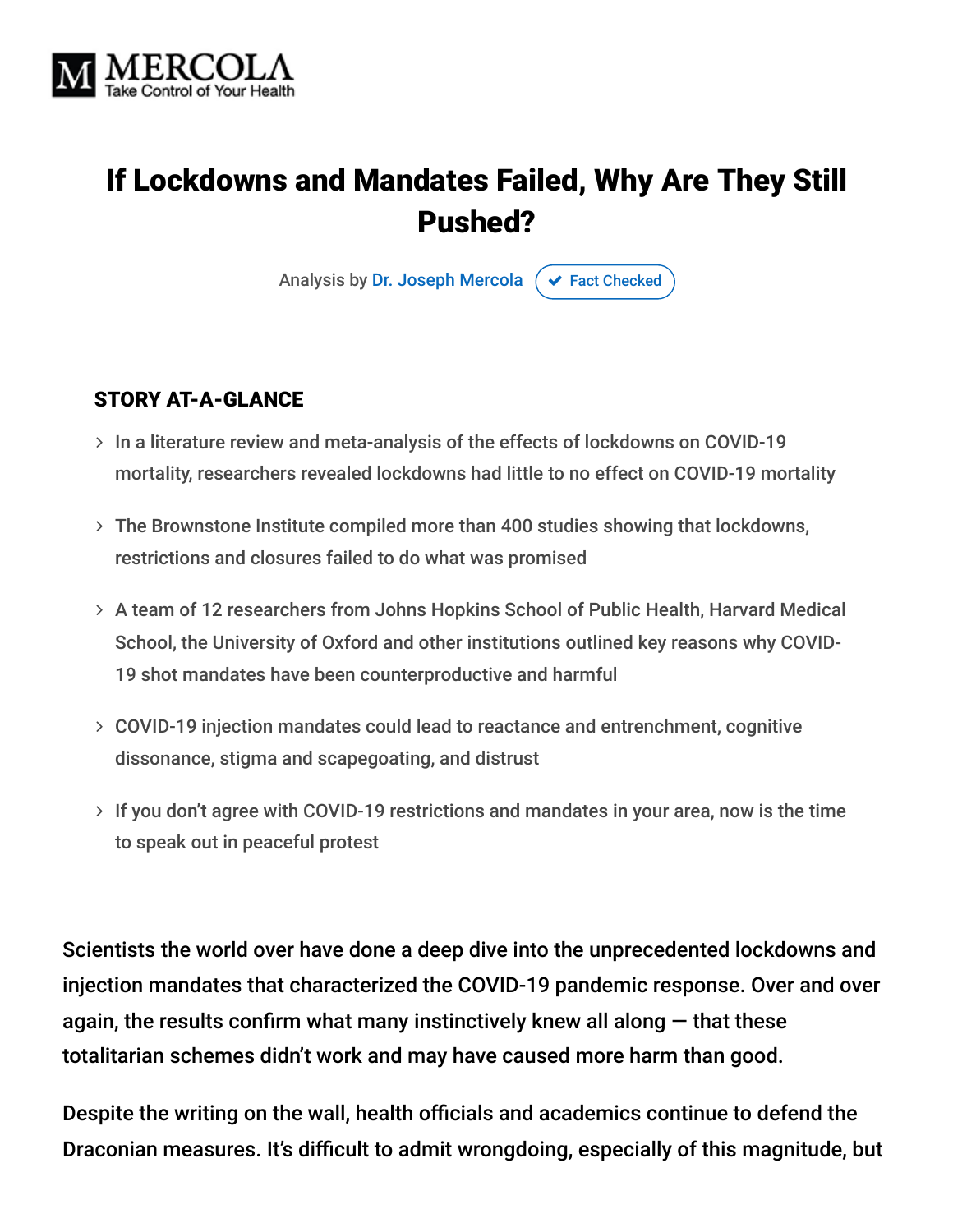MERCOLA
Take Control of Your Health

# If Lockdowns and Mandates Failed, Why Are They Still Pushed?

Analysis by Dr. Joseph Mercola ✔ Fact Checked

## STORY AT-A-GLANCE

- In a literature review and meta-analysis of the effects of lockdowns on COVID-19 mortality, researchers revealed lockdowns had little to no effect on COVID-19 mortality
- The Brownstone Institute compiled more than 400 studies showing that lockdowns, restrictions and closures failed to do what was promised
- A team of 12 researchers from Johns Hopkins School of Public Health, Harvard Medical School, the University of Oxford and other institutions outlined key reasons why COVID-19 shot mandates have been counterproductive and harmful
- COVID-19 injection mandates could lead to reactance and entrenchment, cognitive dissonance, stigma and scapegoating, and distrust
- If you don't agree with COVID-19 restrictions and mandates in your area, now is the time to speak out in peaceful protest

Scientists the world over have done a deep dive into the unprecedented lockdowns and injection mandates that characterized the COVID-19 pandemic response. Over and over again, the results confirm what many instinctively knew all along — that these totalitarian schemes didn't work and may have caused more harm than good.

Despite the writing on the wall, health officials and academics continue to defend the Draconian measures. It's difficult to admit wrongdoing, especially of this magnitude, but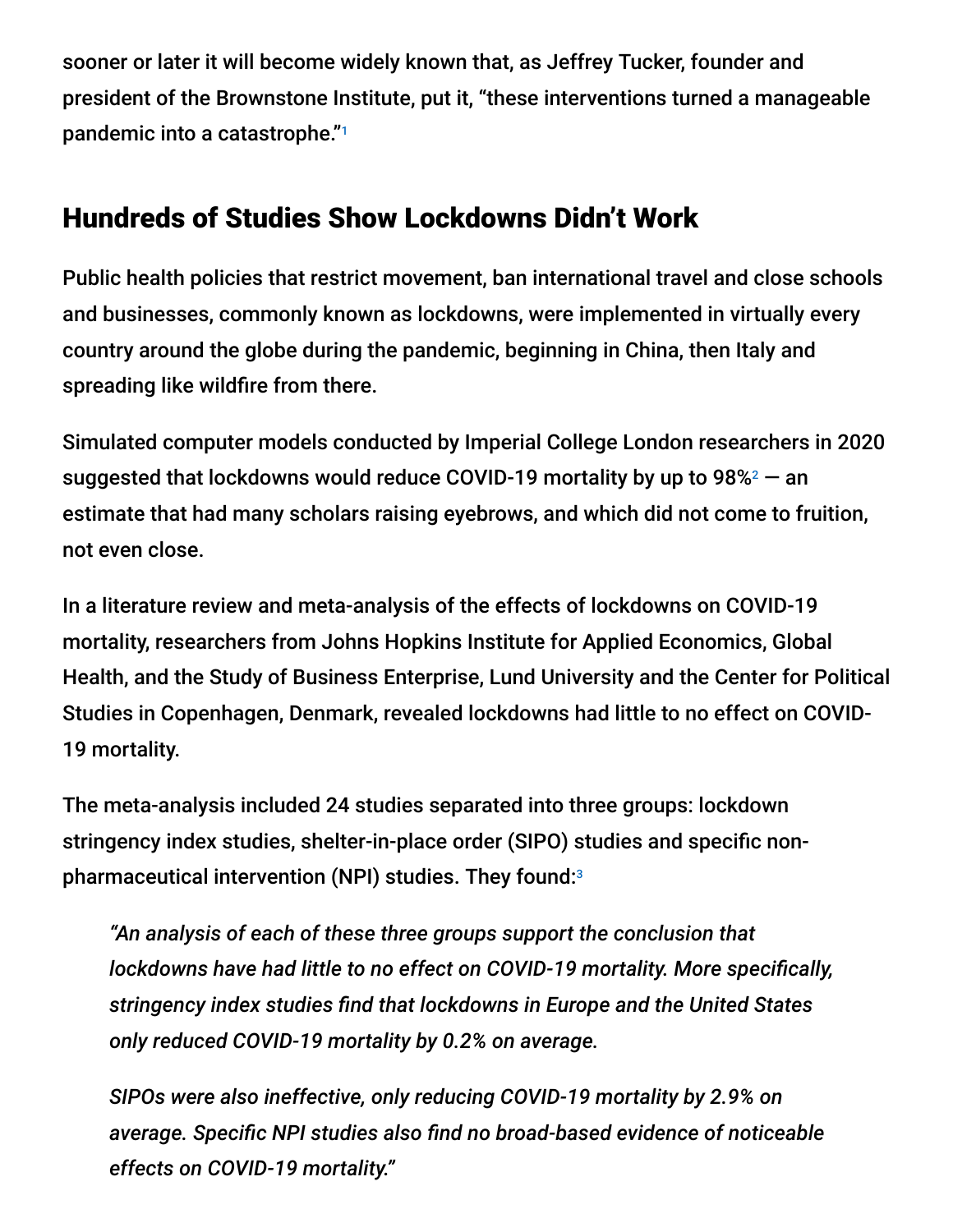sooner or later it will become widely known that, as Jeffrey Tucker, founder and president of the Brownstone Institute, put it, "these interventions turned a manageable pandemic into a catastrophe."[1]

## Hundreds of Studies Show Lockdowns Didn't Work

Public health policies that restrict movement, ban international travel and close schools and businesses, commonly known as lockdowns, were implemented in virtually every country around the globe during the pandemic, beginning in China, then Italy and spreading like wildfire from there.

Simulated computer models conducted by Imperial College London researchers in 2020 suggested that lockdowns would reduce COVID-19 mortality by up to 98%[2] — an estimate that had many scholars raising eyebrows, and which did not come to fruition, not even close.

In a literature review and meta-analysis of the effects of lockdowns on COVID-19 mortality, researchers from Johns Hopkins Institute for Applied Economics, Global Health, and the Study of Business Enterprise, Lund University and the Center for Political Studies in Copenhagen, Denmark, revealed lockdowns had little to no effect on COVID-19 mortality.

The meta-analysis included 24 studies separated into three groups: lockdown stringency index studies, shelter-in-place order (SIPO) studies and specific non-pharmaceutical intervention (NPI) studies. They found:[3]

> *"An analysis of each of these three groups support the conclusion that lockdowns have had little to no effect on COVID-19 mortality. More specifically, stringency index studies find that lockdowns in Europe and the United States only reduced COVID-19 mortality by 0.2% on average.*
>
> *SIPOs were also ineffective, only reducing COVID-19 mortality by 2.9% on average. Specific NPI studies also find no broad-based evidence of noticeable effects on COVID-19 mortality."*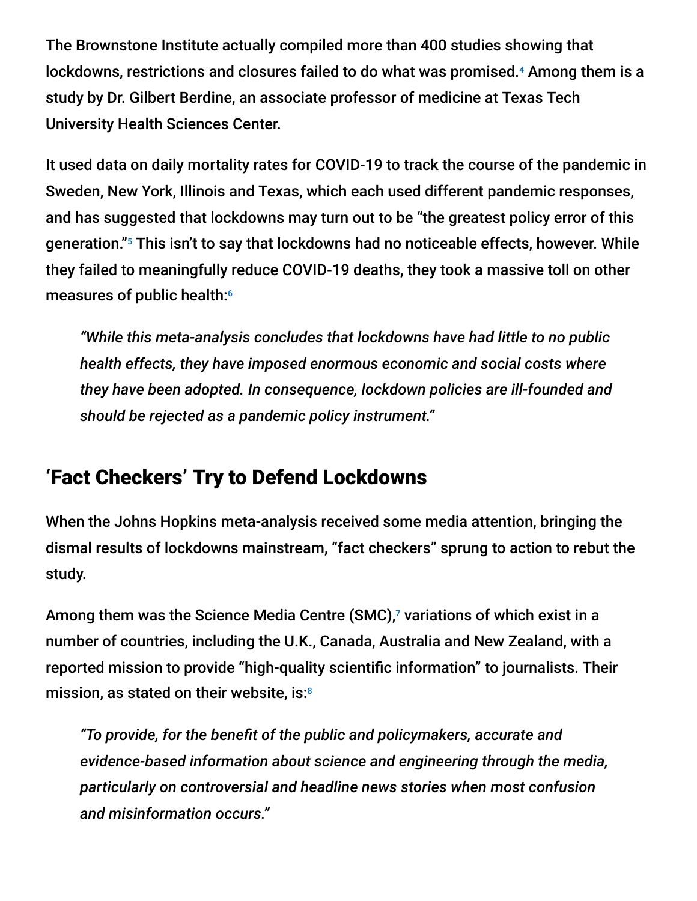The Brownstone Institute actually compiled more than 400 studies showing that lockdowns, restrictions and closures failed to do what was promised.[4] Among them is a study by Dr. Gilbert Berdine, an associate professor of medicine at Texas Tech University Health Sciences Center.

It used data on daily mortality rates for COVID-19 to track the course of the pandemic in Sweden, New York, Illinois and Texas, which each used different pandemic responses, and has suggested that lockdowns may turn out to be "the greatest policy error of this generation."[5] This isn't to say that lockdowns had no noticeable effects, however. While they failed to meaningfully reduce COVID-19 deaths, they took a massive toll on other measures of public health:[6]

> *"While this meta-analysis concludes that lockdowns have had little to no public health effects, they have imposed enormous economic and social costs where they have been adopted. In consequence, lockdown policies are ill-founded and should be rejected as a pandemic policy instrument."*

## 'Fact Checkers' Try to Defend Lockdowns

When the Johns Hopkins meta-analysis received some media attention, bringing the dismal results of lockdowns mainstream, "fact checkers" sprung to action to rebut the study.

Among them was the Science Media Centre (SMC),[7] variations of which exist in a number of countries, including the U.K., Canada, Australia and New Zealand, with a reported mission to provide "high-quality scientific information" to journalists. Their mission, as stated on their website, is:[8]

> *"To provide, for the benefit of the public and policymakers, accurate and evidence-based information about science and engineering through the media, particularly on controversial and headline news stories when most confusion and misinformation occurs."*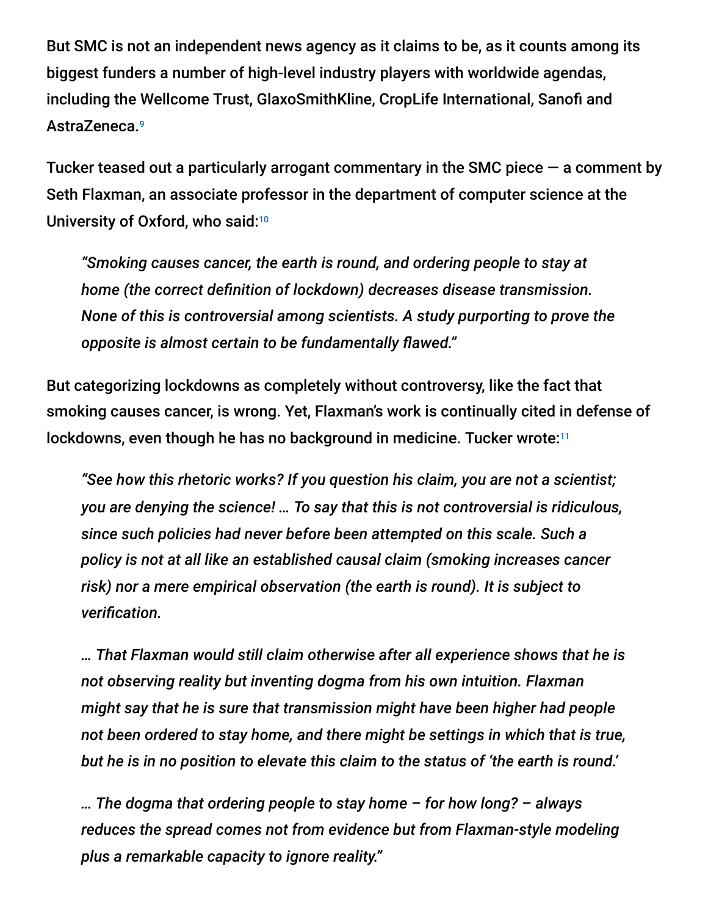But SMC is not an independent news agency as it claims to be, as it counts among its biggest funders a number of high-level industry players with worldwide agendas, including the Wellcome Trust, GlaxoSmithKline, CropLife International, Sanofi and AstraZeneca.[9]

Tucker teased out a particularly arrogant commentary in the SMC piece — a comment by Seth Flaxman, an associate professor in the department of computer science at the University of Oxford, who said:[10]

> *"Smoking causes cancer, the earth is round, and ordering people to stay at home (the correct definition of lockdown) decreases disease transmission. None of this is controversial among scientists. A study purporting to prove the opposite is almost certain to be fundamentally flawed."*

But categorizing lockdowns as completely without controversy, like the fact that smoking causes cancer, is wrong. Yet, Flaxman's work is continually cited in defense of lockdowns, even though he has no background in medicine. Tucker wrote:[11]

> *"See how this rhetoric works? If you question his claim, you are not a scientist; you are denying the science! … To say that this is not controversial is ridiculous, since such policies had never before been attempted on this scale. Such a policy is not at all like an established causal claim (smoking increases cancer risk) nor a mere empirical observation (the earth is round). It is subject to verification.*
>
> *… That Flaxman would still claim otherwise after all experience shows that he is not observing reality but inventing dogma from his own intuition. Flaxman might say that he is sure that transmission might have been higher had people not been ordered to stay home, and there might be settings in which that is true, but he is in no position to elevate this claim to the status of 'the earth is round.'*
>
> *… The dogma that ordering people to stay home – for how long? – always reduces the spread comes not from evidence but from Flaxman-style modeling plus a remarkable capacity to ignore reality."*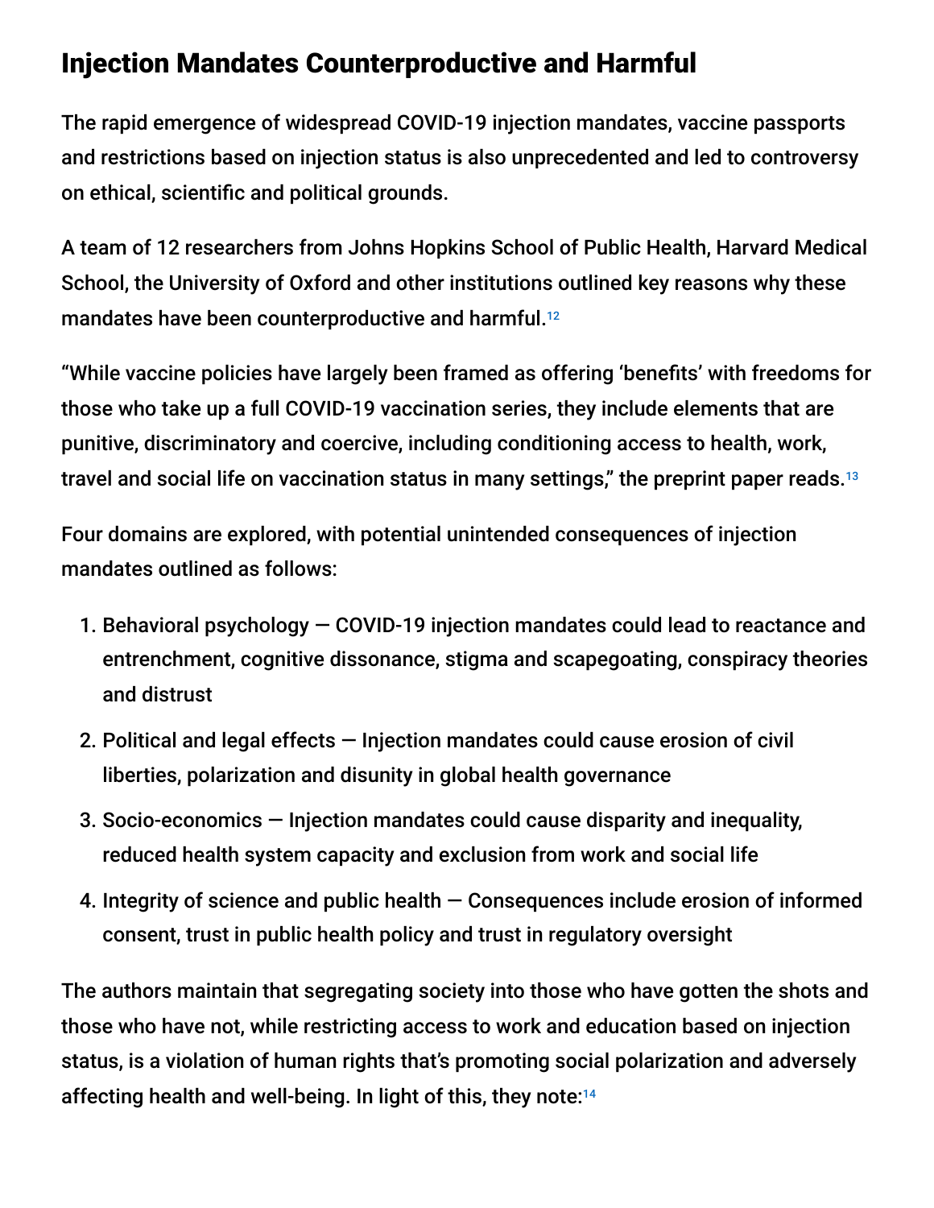## Injection Mandates Counterproductive and Harmful

The rapid emergence of widespread COVID-19 injection mandates, vaccine passports and restrictions based on injection status is also unprecedented and led to controversy on ethical, scientific and political grounds.

A team of 12 researchers from Johns Hopkins School of Public Health, Harvard Medical School, the University of Oxford and other institutions outlined key reasons why these mandates have been counterproductive and harmful.[12]

"While vaccine policies have largely been framed as offering 'benefits' with freedoms for those who take up a full COVID-19 vaccination series, they include elements that are punitive, discriminatory and coercive, including conditioning access to health, work, travel and social life on vaccination status in many settings," the preprint paper reads.[13]

Four domains are explored, with potential unintended consequences of injection mandates outlined as follows:

1. Behavioral psychology — COVID-19 injection mandates could lead to reactance and entrenchment, cognitive dissonance, stigma and scapegoating, conspiracy theories and distrust
2. Political and legal effects — Injection mandates could cause erosion of civil liberties, polarization and disunity in global health governance
3. Socio-economics — Injection mandates could cause disparity and inequality, reduced health system capacity and exclusion from work and social life
4. Integrity of science and public health — Consequences include erosion of informed consent, trust in public health policy and trust in regulatory oversight

The authors maintain that segregating society into those who have gotten the shots and those who have not, while restricting access to work and education based on injection status, is a violation of human rights that's promoting social polarization and adversely affecting health and well-being. In light of this, they note:[14]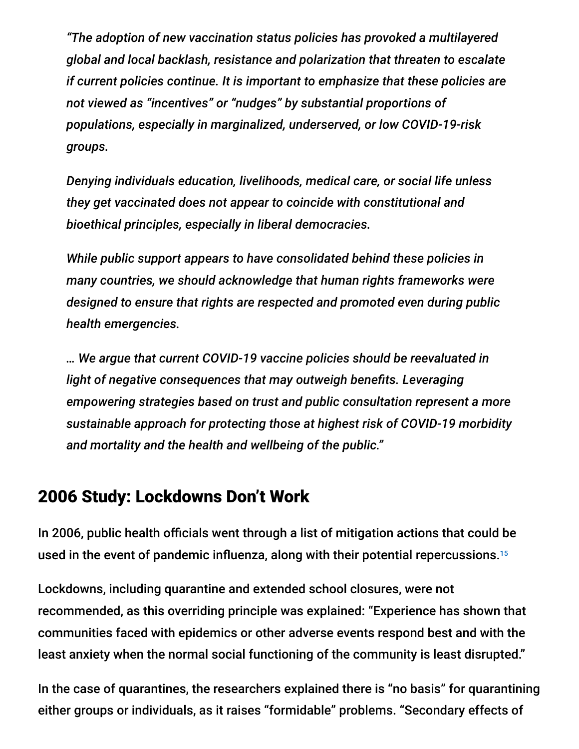*"The adoption of new vaccination status policies has provoked a multilayered global and local backlash, resistance and polarization that threaten to escalate if current policies continue. It is important to emphasize that these policies are not viewed as "incentives" or "nudges" by substantial proportions of populations, especially in marginalized, underserved, or low COVID-19-risk groups.*

*Denying individuals education, livelihoods, medical care, or social life unless they get vaccinated does not appear to coincide with constitutional and bioethical principles, especially in liberal democracies.*

*While public support appears to have consolidated behind these policies in many countries, we should acknowledge that human rights frameworks were designed to ensure that rights are respected and promoted even during public health emergencies.*

*… We argue that current COVID-19 vaccine policies should be reevaluated in light of negative consequences that may outweigh benefits. Leveraging empowering strategies based on trust and public consultation represent a more sustainable approach for protecting those at highest risk of COVID-19 morbidity and mortality and the health and wellbeing of the public."*

## 2006 Study: Lockdowns Don't Work

In 2006, public health officials went through a list of mitigation actions that could be used in the event of pandemic influenza, along with their potential repercussions.[15]

Lockdowns, including quarantine and extended school closures, were not recommended, as this overriding principle was explained: "Experience has shown that communities faced with epidemics or other adverse events respond best and with the least anxiety when the normal social functioning of the community is least disrupted."

In the case of quarantines, the researchers explained there is "no basis" for quarantining either groups or individuals, as it raises "formidable" problems. "Secondary effects of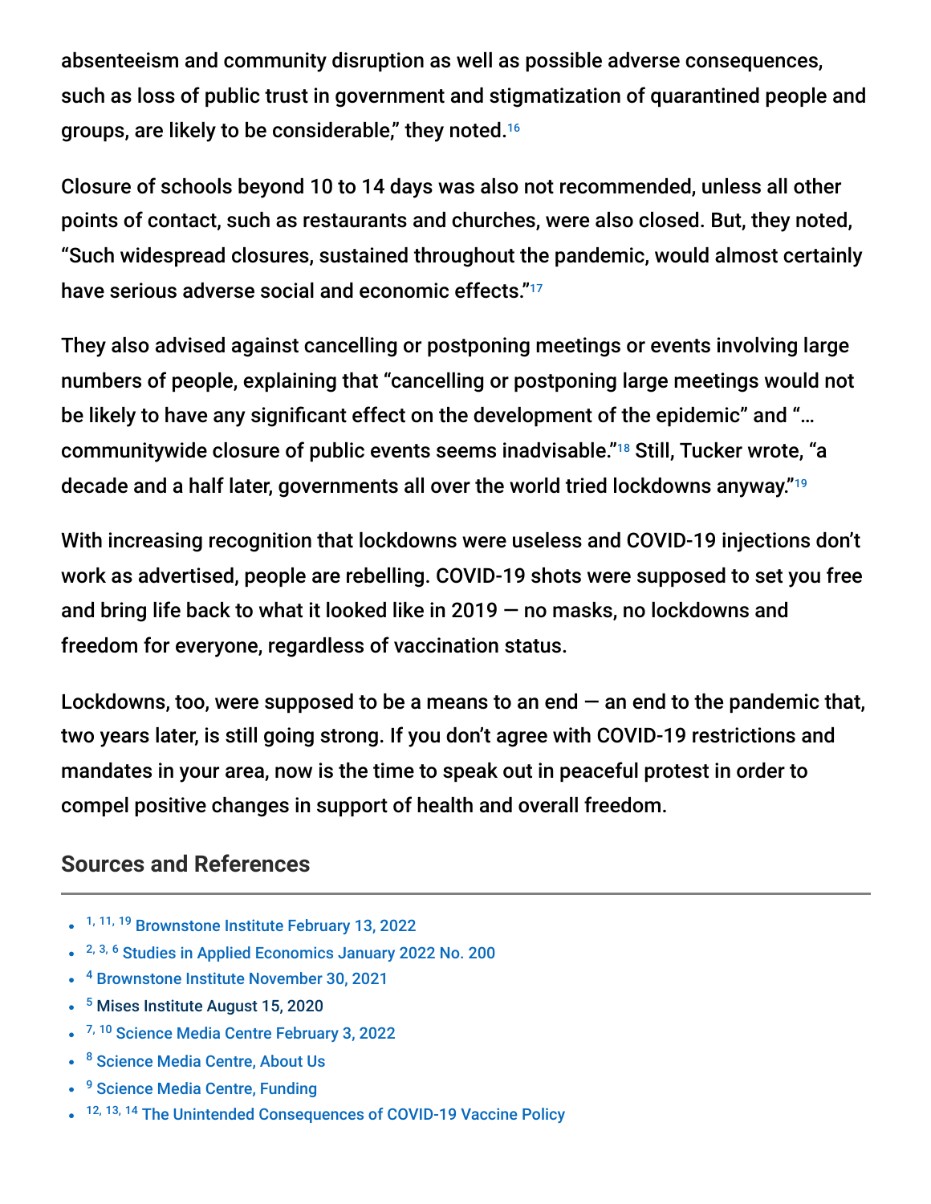absenteeism and community disruption as well as possible adverse consequences, such as loss of public trust in government and stigmatization of quarantined people and groups, are likely to be considerable," they noted.[16]

Closure of schools beyond 10 to 14 days was also not recommended, unless all other points of contact, such as restaurants and churches, were also closed. But, they noted, "Such widespread closures, sustained throughout the pandemic, would almost certainly have serious adverse social and economic effects."[17]

They also advised against cancelling or postponing meetings or events involving large numbers of people, explaining that "cancelling or postponing large meetings would not be likely to have any significant effect on the development of the epidemic" and "… communitywide closure of public events seems inadvisable."[18] Still, Tucker wrote, "a decade and a half later, governments all over the world tried lockdowns anyway."[19]

With increasing recognition that lockdowns were useless and COVID-19 injections don't work as advertised, people are rebelling. COVID-19 shots were supposed to set you free and bring life back to what it looked like in 2019 — no masks, no lockdowns and freedom for everyone, regardless of vaccination status.

Lockdowns, too, were supposed to be a means to an end — an end to the pandemic that, two years later, is still going strong. If you don't agree with COVID-19 restrictions and mandates in your area, now is the time to speak out in peaceful protest in order to compel positive changes in support of health and overall freedom.

## Sources and References

- [1, 11, 19] Brownstone Institute February 13, 2022
- [2, 3, 6] Studies in Applied Economics January 2022 No. 200
- [4] Brownstone Institute November 30, 2021
- [5] Mises Institute August 15, 2020
- [7, 10] Science Media Centre February 3, 2022
- [8] Science Media Centre, About Us
- [9] Science Media Centre, Funding
- [12, 13, 14] The Unintended Consequences of COVID-19 Vaccine Policy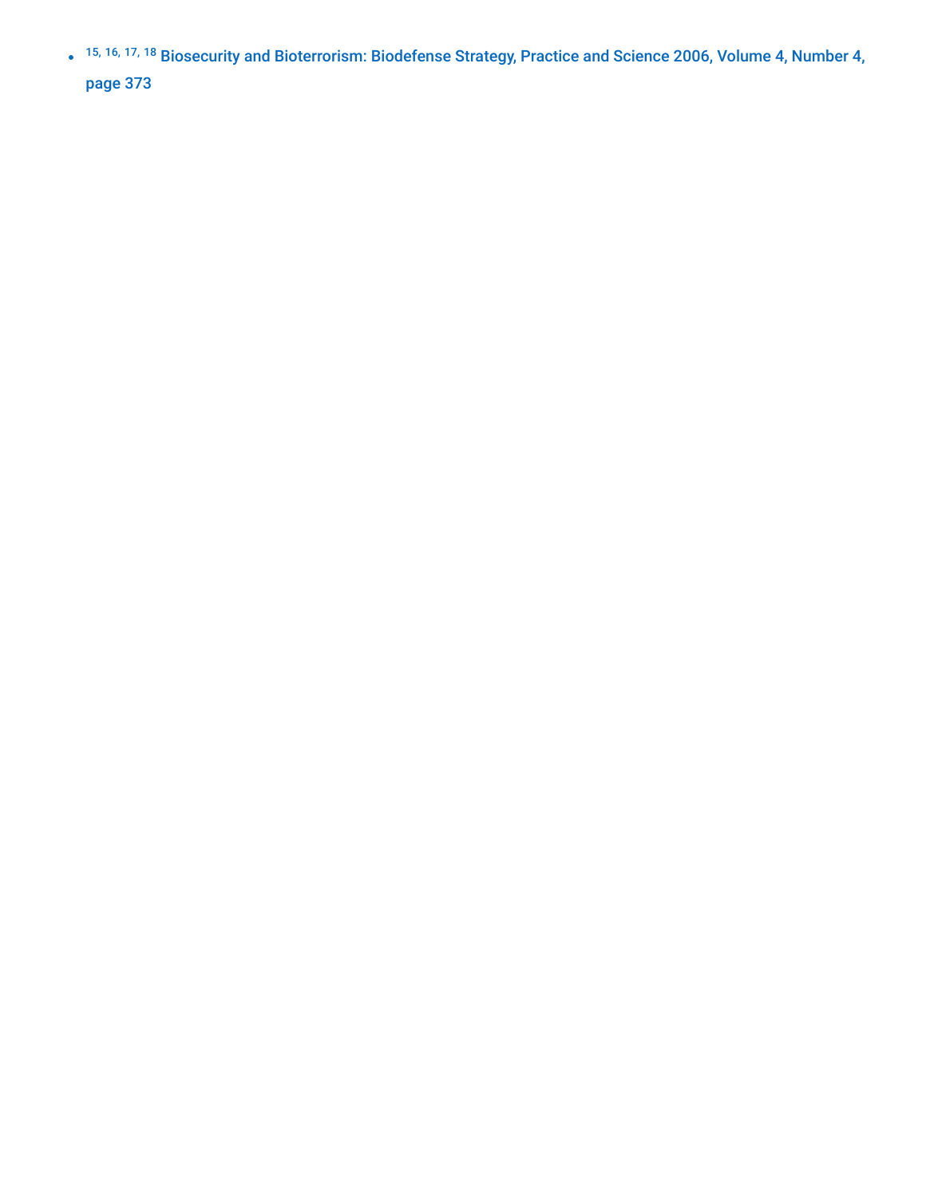- [15, 16, 17, 18] Biosecurity and Bioterrorism: Biodefense Strategy, Practice and Science 2006, Volume 4, Number 4, page 373